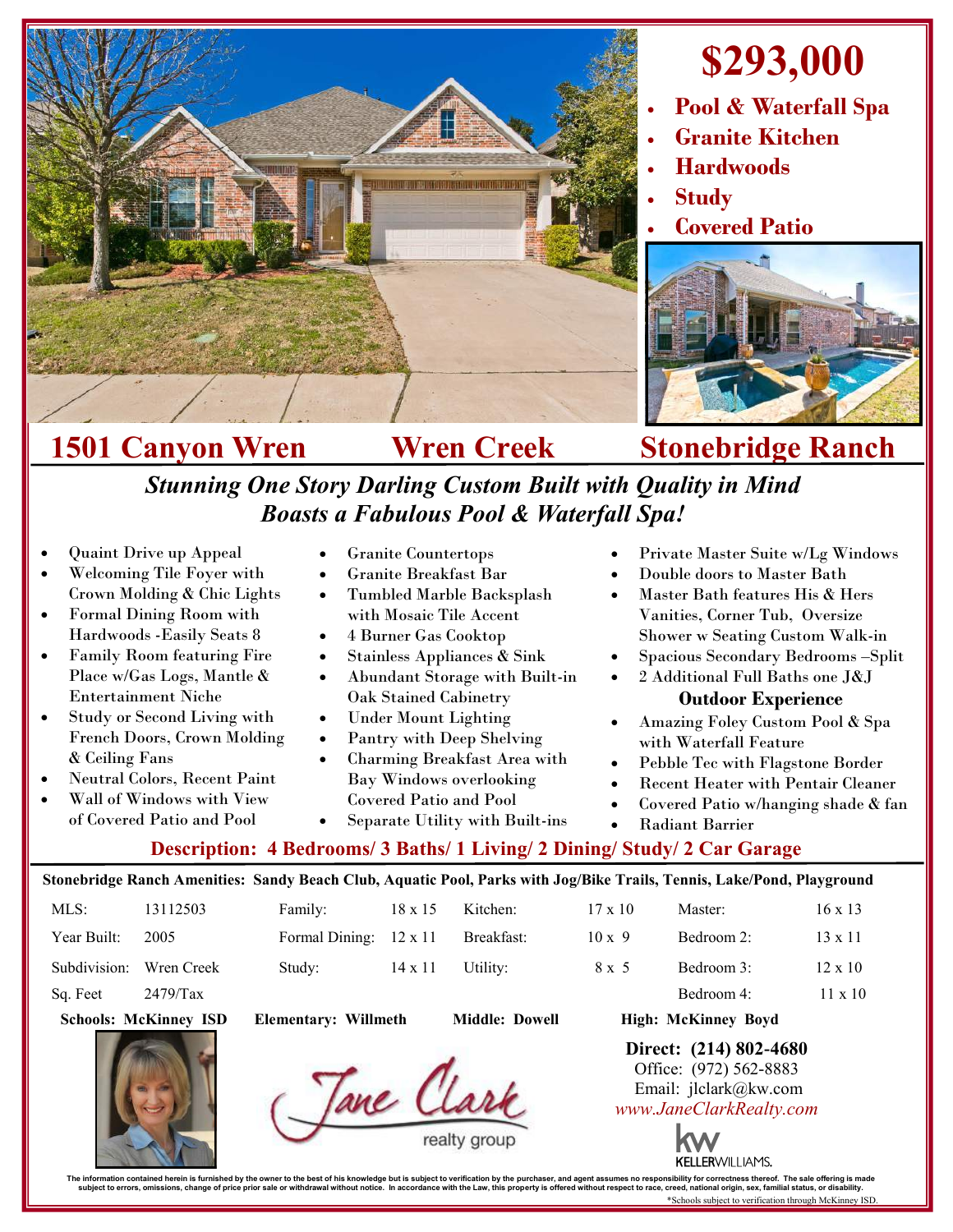# $293,000

- **Pool & Waterfall Spa**
- **Granite Kitchen**
- **Hardwoods**
- **Study**
- **Covered Patio**

## 1501 Canyon Wren — Wren Creek — Stonebridge Ranch

***Stunning One Story Darling Custom Built with Quality in Mind***
***Boasts a Fabulous Pool & Waterfall Spa!***

- Quaint Drive up Appeal
- Welcoming Tile Foyer with Crown Molding & Chic Lights
- Formal Dining Room with Hardwoods -Easily Seats 8
- Family Room featuring Fire Place w/Gas Logs, Mantle & Entertainment Niche
- Study or Second Living with French Doors, Crown Molding & Ceiling Fans
- Neutral Colors, Recent Paint
- Wall of Windows with View of Covered Patio and Pool

- Granite Countertops
- Granite Breakfast Bar
- Tumbled Marble Backsplash with Mosaic Tile Accent
- 4 Burner Gas Cooktop
- Stainless Appliances & Sink
- Abundant Storage with Built-in Oak Stained Cabinetry
- Under Mount Lighting
- Pantry with Deep Shelving
- Charming Breakfast Area with Bay Windows overlooking Covered Patio and Pool
- Separate Utility with Built-ins

- Private Master Suite w/Lg Windows
- Double doors to Master Bath
- Master Bath features His & Hers Vanities, Corner Tub, Oversize Shower w Seating Custom Walk-in
- Spacious Secondary Bedrooms –Split
- 2 Additional Full Baths one J&J

**Outdoor Experience**

- Amazing Foley Custom Pool & Spa with Waterfall Feature
- Pebble Tec with Flagstone Border
- Recent Heater with Pentair Cleaner
- Covered Patio w/hanging shade & fan
- Radiant Barrier

**Description: 4 Bedrooms/ 3 Baths/ 1 Living/ 2 Dining/ Study/ 2 Car Garage**

**Stonebridge Ranch Amenities: Sandy Beach Club, Aquatic Pool, Parks with Jog/Bike Trails, Tennis, Lake/Pond, Playground**

| | | | | | | | |
|---|---|---|---|---|---|---|---|
| MLS: | 13112503 | Family: | 18 x 15 | Kitchen: | 17 x 10 | Master: | 16 x 13 |
| Year Built: | 2005 | Formal Dining: | 12 x 11 | Breakfast: | 10 x 9 | Bedroom 2: | 13 x 11 |
| Subdivision: | Wren Creek | Study: | 14 x 11 | Utility: | 8 x 5 | Bedroom 3: | 12 x 10 |
| Sq. Feet | 2479/Tax | | | | | Bedroom 4: | 11 x 10 |

**Schools: McKinney ISD** **Elementary: Willmeth** **Middle: Dowell** **High: McKinney Boyd**

Jane Clark realty group

**Direct: (214) 802-4680**
Office: (972) 562-8883
Email: jlclark@kw.com
*www.JaneClarkRealty.com*

KELLERWILLIAMS.

The information contained herein is furnished by the owner to the best of his knowledge but is subject to verification by the purchaser, and agent assumes no responsibility for correctness thereof. The sale offering is made subject to errors, omissions, change of price prior sale or withdrawal without notice. In accordance with the Law, this property is offered without respect to race, creed, national origin, sex, familial status, or disability.

*Schools subject to verification through McKinney ISD.